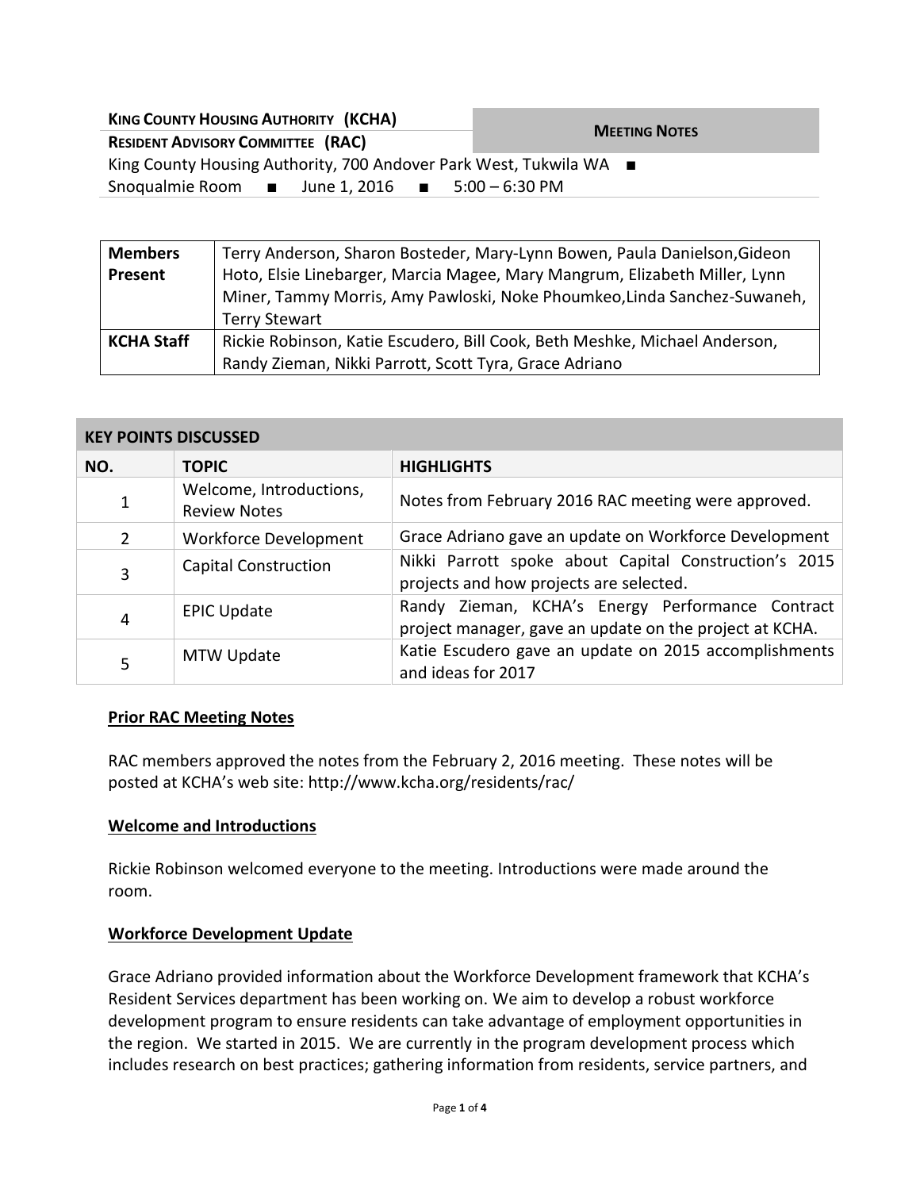**KING COUNTY HOUSING AUTHORITY (KCHA)**
**RESIDENT ADVISORY COMMITTEE (RAC)**

**MEETING NOTES**

King County Housing Authority, 700 Andover Park West, Tukwila WA ■
Snoqualmie Room ■ June 1, 2016 ■ 5:00 – 6:30 PM

| | |
|---|---|
| **Members Present** | Terry Anderson, Sharon Bosteder, Mary-Lynn Bowen, Paula Danielson,Gideon Hoto, Elsie Linebarger, Marcia Magee, Mary Mangrum, Elizabeth Miller, Lynn Miner, Tammy Morris, Amy Pawloski, Noke Phoumkeo,Linda Sanchez-Suwaneh, Terry Stewart |
| **KCHA Staff** | Rickie Robinson, Katie Escudero, Bill Cook, Beth Meshke, Michael Anderson, Randy Zieman, Nikki Parrott, Scott Tyra, Grace Adriano |

**KEY POINTS DISCUSSED**

| NO. | TOPIC | HIGHLIGHTS |
|---|---|---|
| 1 | Welcome, Introductions, Review Notes | Notes from February 2016 RAC meeting were approved. |
| 2 | Workforce Development | Grace Adriano gave an update on Workforce Development |
| 3 | Capital Construction | Nikki Parrott spoke about Capital Construction's 2015 projects and how projects are selected. |
| 4 | EPIC Update | Randy Zieman, KCHA's Energy Performance Contract project manager, gave an update on the project at KCHA. |
| 5 | MTW Update | Katie Escudero gave an update on 2015 accomplishments and ideas for 2017 |

## Prior RAC Meeting Notes

RAC members approved the notes from the February 2, 2016 meeting. These notes will be posted at KCHA's web site: http://www.kcha.org/residents/rac/

## Welcome and Introductions

Rickie Robinson welcomed everyone to the meeting. Introductions were made around the room.

## Workforce Development Update

Grace Adriano provided information about the Workforce Development framework that KCHA's Resident Services department has been working on. We aim to develop a robust workforce development program to ensure residents can take advantage of employment opportunities in the region. We started in 2015. We are currently in the program development process which includes research on best practices; gathering information from residents, service partners, and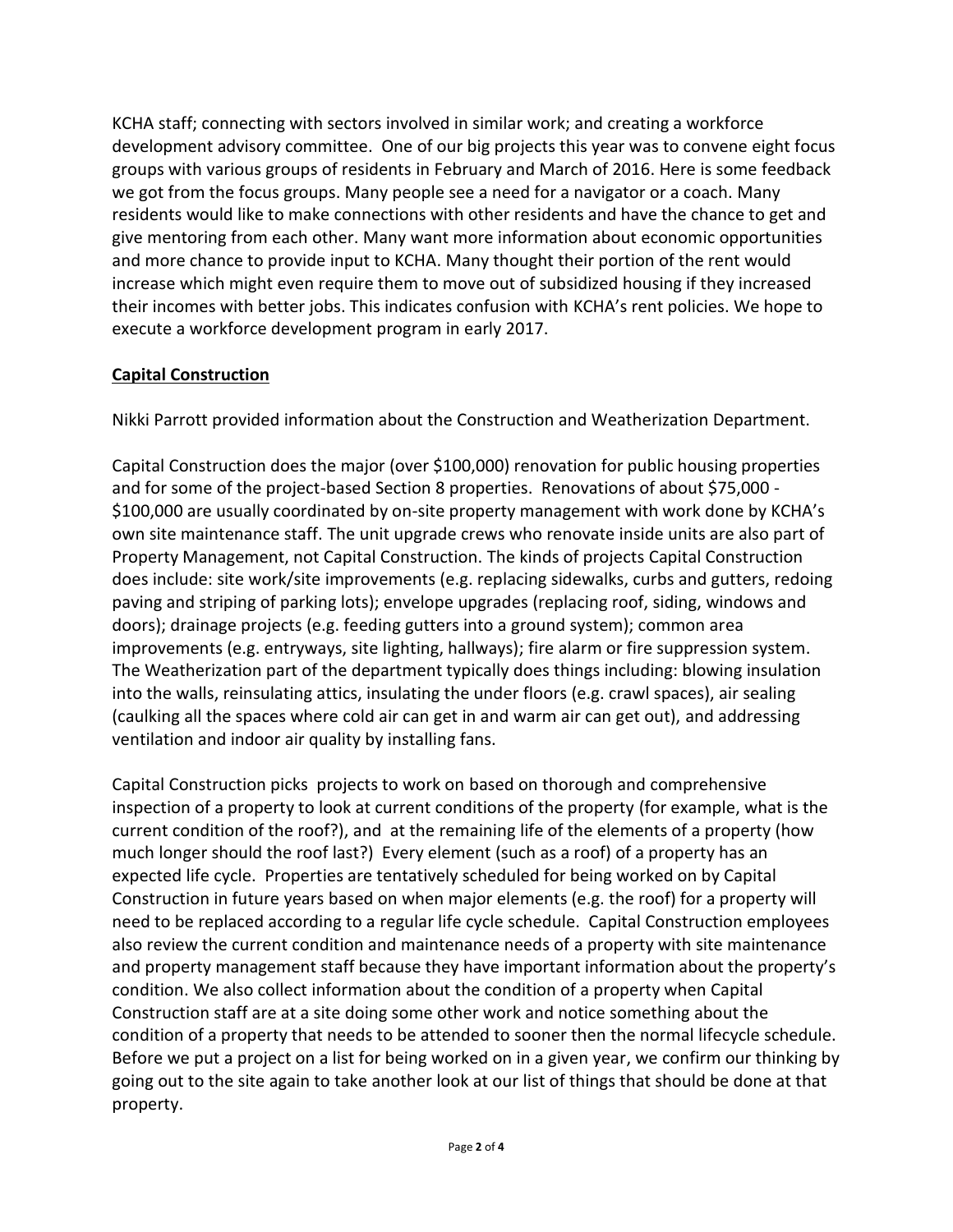KCHA staff; connecting with sectors involved in similar work; and creating a workforce development advisory committee. One of our big projects this year was to convene eight focus groups with various groups of residents in February and March of 2016. Here is some feedback we got from the focus groups. Many people see a need for a navigator or a coach. Many residents would like to make connections with other residents and have the chance to get and give mentoring from each other. Many want more information about economic opportunities and more chance to provide input to KCHA. Many thought their portion of the rent would increase which might even require them to move out of subsidized housing if they increased their incomes with better jobs. This indicates confusion with KCHA's rent policies. We hope to execute a workforce development program in early 2017.

## Capital Construction

Nikki Parrott provided information about the Construction and Weatherization Department.

Capital Construction does the major (over $100,000) renovation for public housing properties and for some of the project-based Section 8 properties. Renovations of about $75,000 - $100,000 are usually coordinated by on-site property management with work done by KCHA's own site maintenance staff. The unit upgrade crews who renovate inside units are also part of Property Management, not Capital Construction. The kinds of projects Capital Construction does include: site work/site improvements (e.g. replacing sidewalks, curbs and gutters, redoing paving and striping of parking lots); envelope upgrades (replacing roof, siding, windows and doors); drainage projects (e.g. feeding gutters into a ground system); common area improvements (e.g. entryways, site lighting, hallways); fire alarm or fire suppression system. The Weatherization part of the department typically does things including: blowing insulation into the walls, reinsulating attics, insulating the under floors (e.g. crawl spaces), air sealing (caulking all the spaces where cold air can get in and warm air can get out), and addressing ventilation and indoor air quality by installing fans.

Capital Construction picks projects to work on based on thorough and comprehensive inspection of a property to look at current conditions of the property (for example, what is the current condition of the roof?), and at the remaining life of the elements of a property (how much longer should the roof last?) Every element (such as a roof) of a property has an expected life cycle. Properties are tentatively scheduled for being worked on by Capital Construction in future years based on when major elements (e.g. the roof) for a property will need to be replaced according to a regular life cycle schedule. Capital Construction employees also review the current condition and maintenance needs of a property with site maintenance and property management staff because they have important information about the property's condition. We also collect information about the condition of a property when Capital Construction staff are at a site doing some other work and notice something about the condition of a property that needs to be attended to sooner then the normal lifecycle schedule. Before we put a project on a list for being worked on in a given year, we confirm our thinking by going out to the site again to take another look at our list of things that should be done at that property.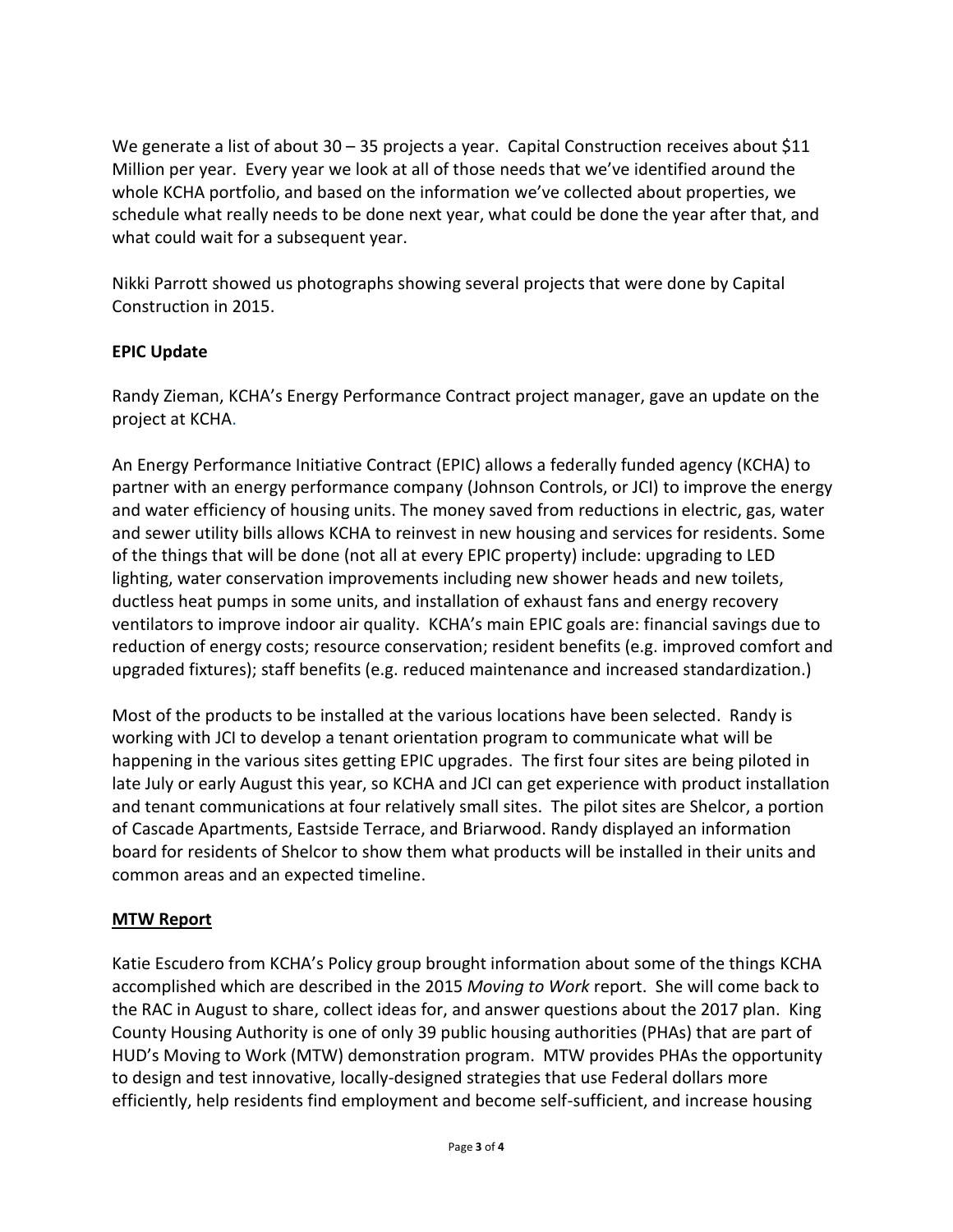We generate a list of about 30 – 35 projects a year. Capital Construction receives about $11 Million per year. Every year we look at all of those needs that we've identified around the whole KCHA portfolio, and based on the information we've collected about properties, we schedule what really needs to be done next year, what could be done the year after that, and what could wait for a subsequent year.

Nikki Parrott showed us photographs showing several projects that were done by Capital Construction in 2015.

**EPIC Update**

Randy Zieman, KCHA's Energy Performance Contract project manager, gave an update on the project at KCHA.

An Energy Performance Initiative Contract (EPIC) allows a federally funded agency (KCHA) to partner with an energy performance company (Johnson Controls, or JCI) to improve the energy and water efficiency of housing units. The money saved from reductions in electric, gas, water and sewer utility bills allows KCHA to reinvest in new housing and services for residents. Some of the things that will be done (not all at every EPIC property) include: upgrading to LED lighting, water conservation improvements including new shower heads and new toilets, ductless heat pumps in some units, and installation of exhaust fans and energy recovery ventilators to improve indoor air quality. KCHA's main EPIC goals are: financial savings due to reduction of energy costs; resource conservation; resident benefits (e.g. improved comfort and upgraded fixtures); staff benefits (e.g. reduced maintenance and increased standardization.)

Most of the products to be installed at the various locations have been selected. Randy is working with JCI to develop a tenant orientation program to communicate what will be happening in the various sites getting EPIC upgrades. The first four sites are being piloted in late July or early August this year, so KCHA and JCI can get experience with product installation and tenant communications at four relatively small sites. The pilot sites are Shelcor, a portion of Cascade Apartments, Eastside Terrace, and Briarwood. Randy displayed an information board for residents of Shelcor to show them what products will be installed in their units and common areas and an expected timeline.

**MTW Report**

Katie Escudero from KCHA's Policy group brought information about some of the things KCHA accomplished which are described in the 2015 *Moving to Work* report. She will come back to the RAC in August to share, collect ideas for, and answer questions about the 2017 plan. King County Housing Authority is one of only 39 public housing authorities (PHAs) that are part of HUD's Moving to Work (MTW) demonstration program. MTW provides PHAs the opportunity to design and test innovative, locally-designed strategies that use Federal dollars more efficiently, help residents find employment and become self-sufficient, and increase housing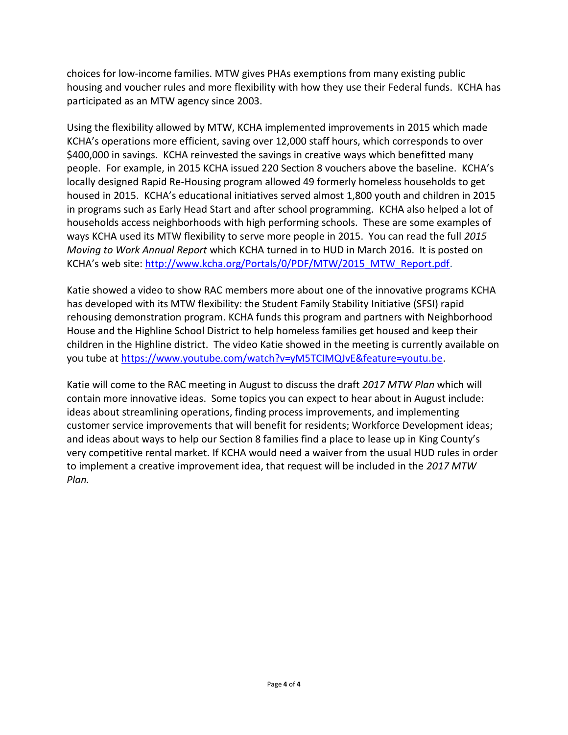choices for low-income families. MTW gives PHAs exemptions from many existing public housing and voucher rules and more flexibility with how they use their Federal funds. KCHA has participated as an MTW agency since 2003.

Using the flexibility allowed by MTW, KCHA implemented improvements in 2015 which made KCHA's operations more efficient, saving over 12,000 staff hours, which corresponds to over $400,000 in savings. KCHA reinvested the savings in creative ways which benefitted many people. For example, in 2015 KCHA issued 220 Section 8 vouchers above the baseline. KCHA's locally designed Rapid Re-Housing program allowed 49 formerly homeless households to get housed in 2015. KCHA's educational initiatives served almost 1,800 youth and children in 2015 in programs such as Early Head Start and after school programming. KCHA also helped a lot of households access neighborhoods with high performing schools. These are some examples of ways KCHA used its MTW flexibility to serve more people in 2015. You can read the full *2015 Moving to Work Annual Report* which KCHA turned in to HUD in March 2016. It is posted on KCHA's web site: http://www.kcha.org/Portals/0/PDF/MTW/2015_MTW_Report.pdf.

Katie showed a video to show RAC members more about one of the innovative programs KCHA has developed with its MTW flexibility: the Student Family Stability Initiative (SFSI) rapid rehousing demonstration program. KCHA funds this program and partners with Neighborhood House and the Highline School District to help homeless families get housed and keep their children in the Highline district. The video Katie showed in the meeting is currently available on you tube at https://www.youtube.com/watch?v=yM5TCIMQJvE&feature=youtu.be.

Katie will come to the RAC meeting in August to discuss the draft *2017 MTW Plan* which will contain more innovative ideas. Some topics you can expect to hear about in August include: ideas about streamlining operations, finding process improvements, and implementing customer service improvements that will benefit for residents; Workforce Development ideas; and ideas about ways to help our Section 8 families find a place to lease up in King County's very competitive rental market. If KCHA would need a waiver from the usual HUD rules in order to implement a creative improvement idea, that request will be included in the *2017 MTW Plan.*